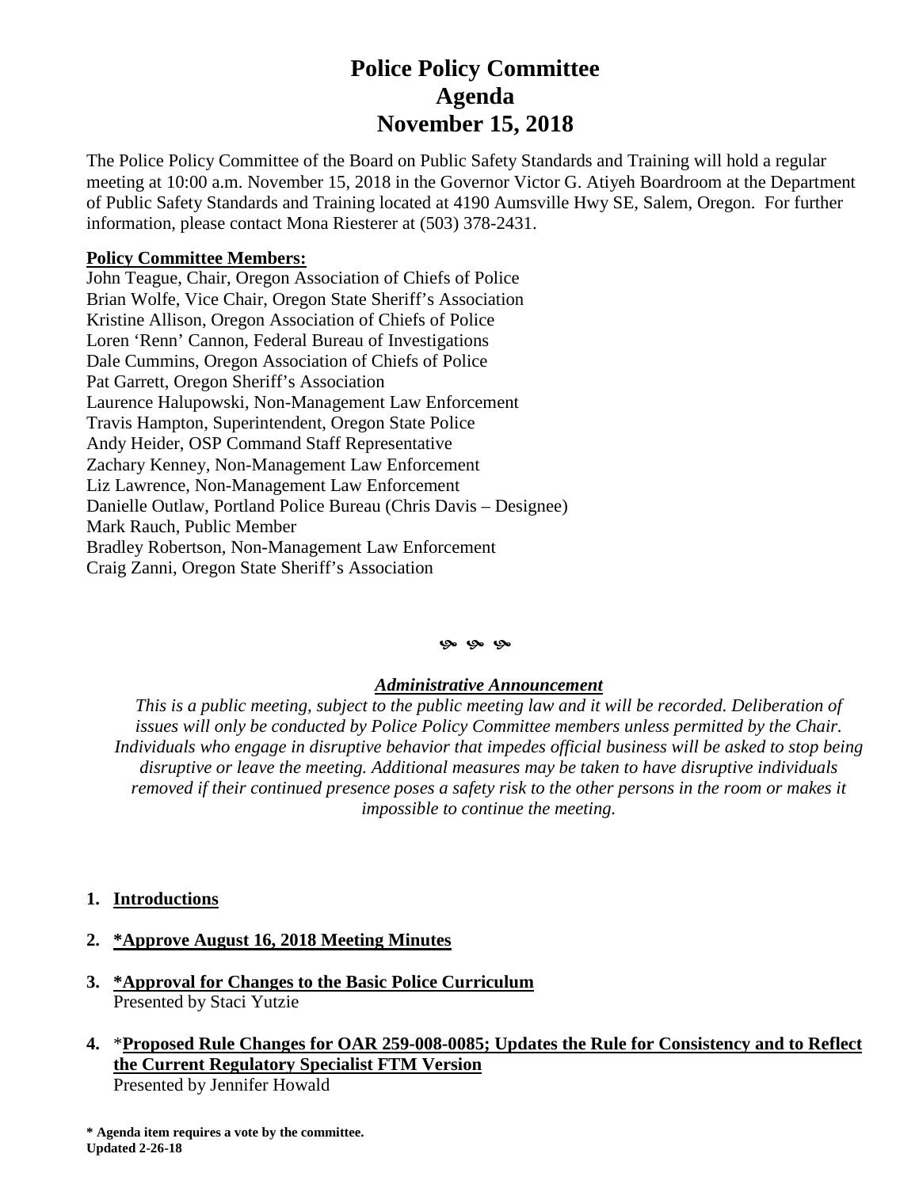# Police Policy Committee
# Agenda
# November 15, 2018

The Police Policy Committee of the Board on Public Safety Standards and Training will hold a regular meeting at 10:00 a.m. November 15, 2018 in the Governor Victor G. Atiyeh Boardroom at the Department of Public Safety Standards and Training located at 4190 Aumsville Hwy SE, Salem, Oregon. For further information, please contact Mona Riesterer at (503) 378-2431.

**Policy Committee Members:**

John Teague, Chair, Oregon Association of Chiefs of Police
Brian Wolfe, Vice Chair, Oregon State Sheriff's Association
Kristine Allison, Oregon Association of Chiefs of Police
Loren 'Renn' Cannon, Federal Bureau of Investigations
Dale Cummins, Oregon Association of Chiefs of Police
Pat Garrett, Oregon Sheriff's Association
Laurence Halupowski, Non-Management Law Enforcement
Travis Hampton, Superintendent, Oregon State Police
Andy Heider, OSP Command Staff Representative
Zachary Kenney, Non-Management Law Enforcement
Liz Lawrence, Non-Management Law Enforcement
Danielle Outlaw, Portland Police Bureau (Chris Davis – Designee)
Mark Rauch, Public Member
Bradley Robertson, Non-Management Law Enforcement
Craig Zanni, Oregon State Sheriff's Association

***Administrative Announcement***

*This is a public meeting, subject to the public meeting law and it will be recorded. Deliberation of issues will only be conducted by Police Policy Committee members unless permitted by the Chair. Individuals who engage in disruptive behavior that impedes official business will be asked to stop being disruptive or leave the meeting. Additional measures may be taken to have disruptive individuals removed if their continued presence poses a safety risk to the other persons in the room or makes it impossible to continue the meeting.*

1. **Introductions**

2. ***Approve August 16, 2018 Meeting Minutes**

3. ***Approval for Changes to the Basic Police Curriculum**
   Presented by Staci Yutzie

4. ***Proposed Rule Changes for OAR 259-008-0085; Updates the Rule for Consistency and to Reflect the Current Regulatory Specialist FTM Version**
   Presented by Jennifer Howald

**\* Agenda item requires a vote by the committee.**
**Updated 2-26-18**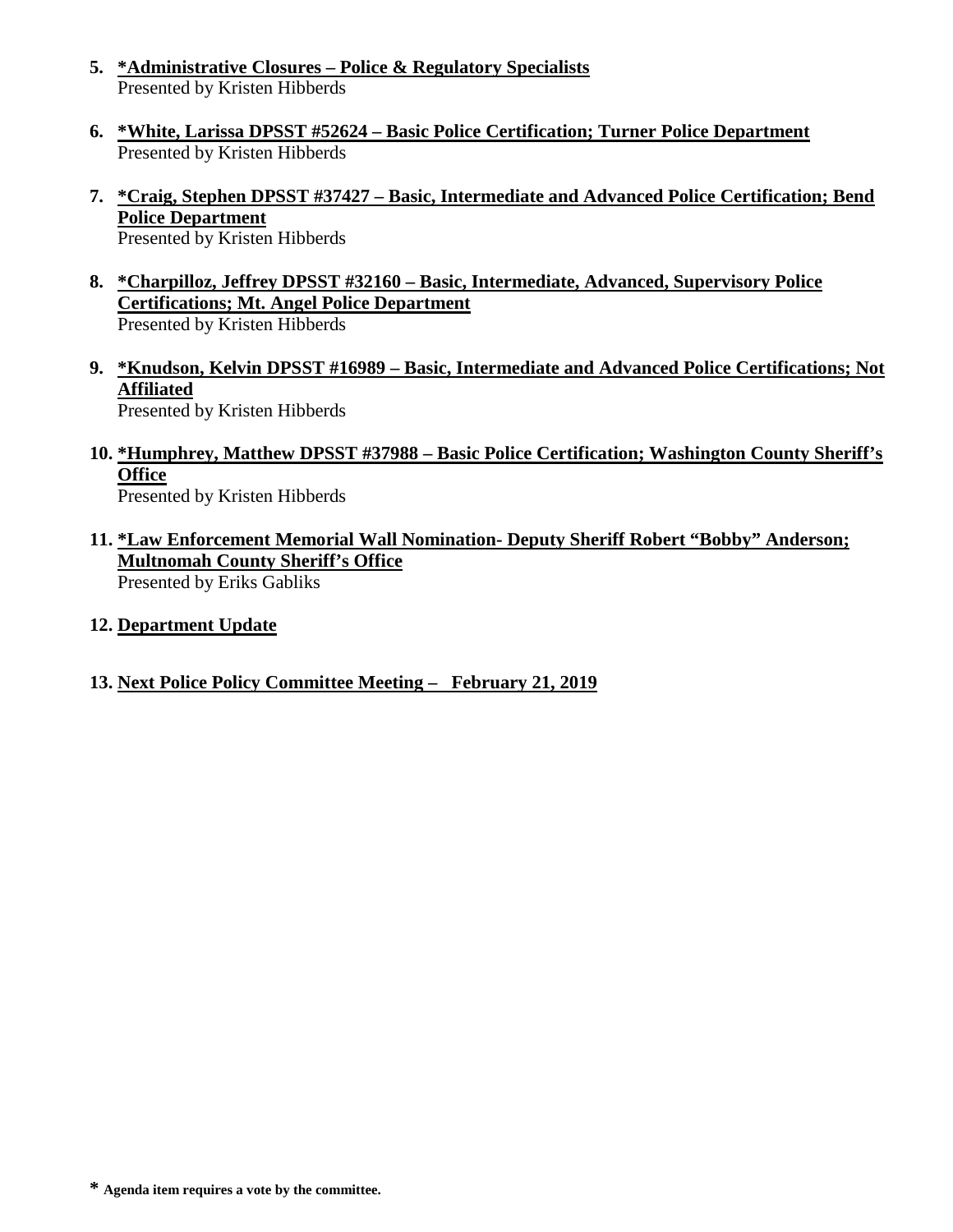5. **<u>*Administrative Closures – Police & Regulatory Specialists</u>**
   Presented by Kristen Hibberds

6. **<u>*White, Larissa DPSST #52624 – Basic Police Certification; Turner Police Department</u>**
   Presented by Kristen Hibberds

7. **<u>*Craig, Stephen DPSST #37427 – Basic, Intermediate and Advanced Police Certification; Bend Police Department</u>**
   Presented by Kristen Hibberds

8. **<u>*Charpilloz, Jeffrey DPSST #32160 – Basic, Intermediate, Advanced, Supervisory Police Certifications; Mt. Angel Police Department</u>**
   Presented by Kristen Hibberds

9. **<u>*Knudson, Kelvin DPSST #16989 – Basic, Intermediate and Advanced Police Certifications; Not Affiliated</u>**
   Presented by Kristen Hibberds

10. **<u>*Humphrey, Matthew DPSST #37988 – Basic Police Certification; Washington County Sheriff's Office</u>**
    Presented by Kristen Hibberds

11. **<u>*Law Enforcement Memorial Wall Nomination- Deputy Sheriff Robert "Bobby" Anderson; Multnomah County Sheriff's Office</u>**
    Presented by Eriks Gabliks

12. **<u>Department Update</u>**

13. **<u>Next Police Policy Committee Meeting – February 21, 2019</u>**

**\* Agenda item requires a vote by the committee.**